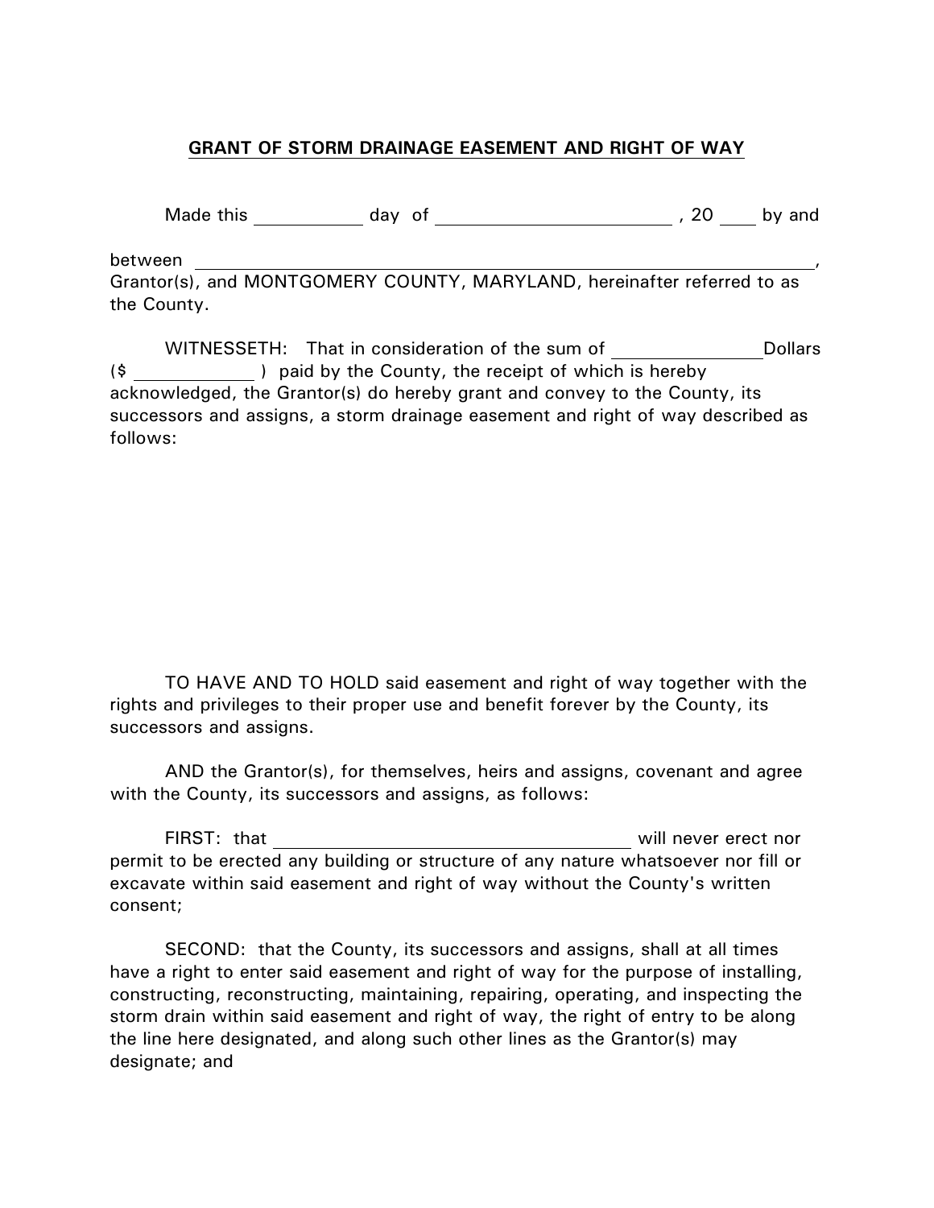# GRANT OF STORM DRAINAGE EASEMENT AND RIGHT OF WAY

Made this \_\_\_\_\_\_\_\_\_\_ day of \_\_\_\_\_\_\_\_\_\_\_\_\_\_\_\_\_\_\_\_\_\_ , 20 \_\_\_ by and

between \_\_\_\_\_\_\_\_\_\_\_\_\_\_\_\_\_\_\_\_\_\_\_\_\_\_\_\_\_\_\_\_\_\_\_\_\_\_\_\_\_\_\_\_\_\_\_\_\_\_\_\_\_\_\_\_\_\_\_\_, Grantor(s), and MONTGOMERY COUNTY, MARYLAND, hereinafter referred to as the County.

WITNESSETH: That in consideration of the sum of \_\_\_\_\_\_\_\_\_\_\_\_\_\_Dollars ($ \_\_\_\_\_\_\_\_\_\_\_ ) paid by the County, the receipt of which is hereby acknowledged, the Grantor(s) do hereby grant and convey to the County, its successors and assigns, a storm drainage easement and right of way described as follows:

TO HAVE AND TO HOLD said easement and right of way together with the rights and privileges to their proper use and benefit forever by the County, its successors and assigns.

AND the Grantor(s), for themselves, heirs and assigns, covenant and agree with the County, its successors and assigns, as follows:

FIRST: that \_\_\_\_\_\_\_\_\_\_\_\_\_\_\_\_\_\_\_\_\_\_\_\_\_\_\_\_\_\_\_\_\_\_\_ will never erect nor permit to be erected any building or structure of any nature whatsoever nor fill or excavate within said easement and right of way without the County's written consent;

SECOND: that the County, its successors and assigns, shall at all times have a right to enter said easement and right of way for the purpose of installing, constructing, reconstructing, maintaining, repairing, operating, and inspecting the storm drain within said easement and right of way, the right of entry to be along the line here designated, and along such other lines as the Grantor(s) may designate; and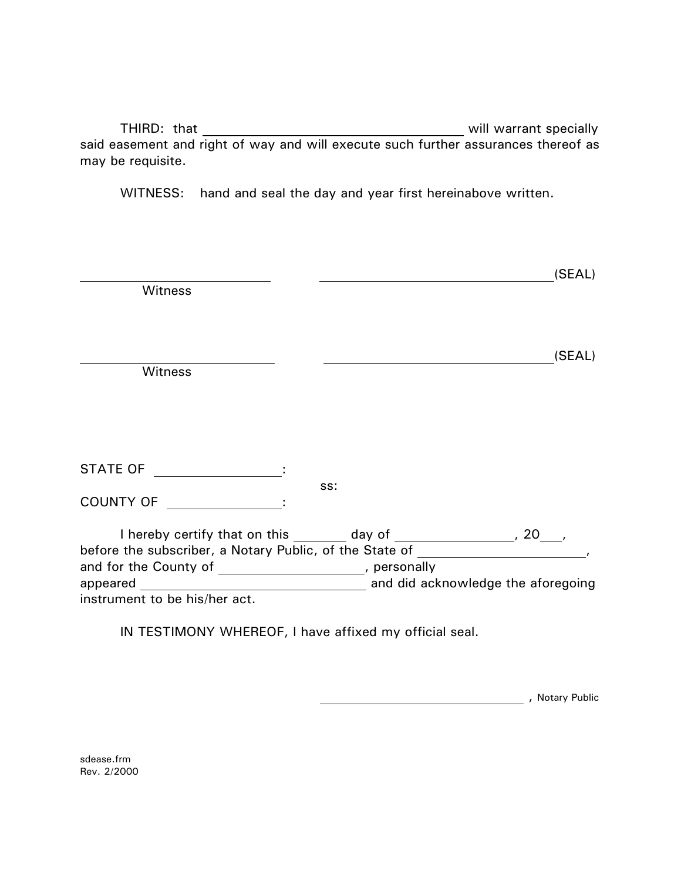THIRD: that ________________________________ will warrant specially said easement and right of way and will execute such further assurances thereof as may be requisite.

WITNESS: hand and seal the day and year first hereinabove written.

____________________________ ________________________________(SEAL)
Witness

____________________________ ________________________________(SEAL)
Witness

STATE OF ________________:
ss:
COUNTY OF ________________:

I hereby certify that on this _______ day of ________________, 20___, before the subscriber, a Notary Public, of the State of ______________________, and for the County of ___________________, personally appeared ______________________________ and did acknowledge the aforegoing instrument to be his/her act.

IN TESTIMONY WHEREOF, I have affixed my official seal.

______________________________ , Notary Public

sdease.frm
Rev. 2/2000